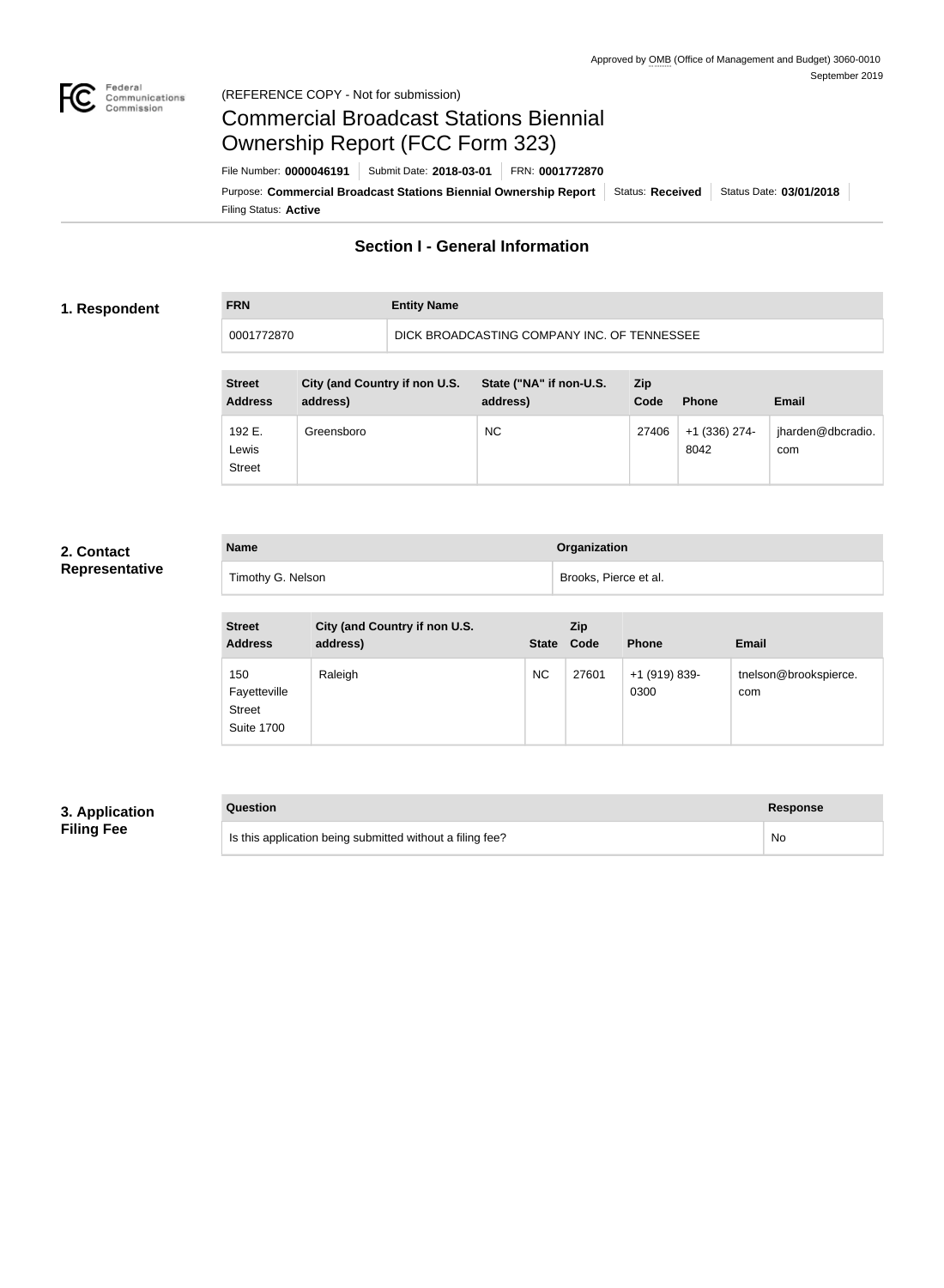Approved by OMB (Office of Management and Budget) 3060-0010
September 2019

(REFERENCE COPY - Not for submission)

# Commercial Broadcast Stations Biennial Ownership Report (FCC Form 323)

File Number: **0000046191** | Submit Date: **2018-03-01** | FRN: **0001772870**

Purpose: **Commercial Broadcast Stations Biennial Ownership Report** | Status: **Received** | Status Date: **03/01/2018**

Filing Status: **Active**

## Section I - General Information

### 1. Respondent

| FRN | Entity Name |
| --- | --- |
| 0001772870 | DICK BROADCASTING COMPANY INC. OF TENNESSEE |

| Street Address | City (and Country if non U.S. address) | State ("NA" if non-U.S. address) | Zip Code | Phone | Email |
| --- | --- | --- | --- | --- | --- |
| 192 E. Lewis Street | Greensboro | NC | 27406 | +1 (336) 274-8042 | jharden@dbcradio.com |

### 2. Contact Representative

| Name | Organization |
| --- | --- |
| Timothy G. Nelson | Brooks, Pierce et al. |

| Street Address | City (and Country if non U.S. address) | State | Zip Code | Phone | Email |
| --- | --- | --- | --- | --- | --- |
| 150 Fayetteville Street Suite 1700 | Raleigh | NC | 27601 | +1 (919) 839-0300 | tnelson@brookspierce.com |

### 3. Application Filing Fee

| Question | Response |
| --- | --- |
| Is this application being submitted without a filing fee? | No |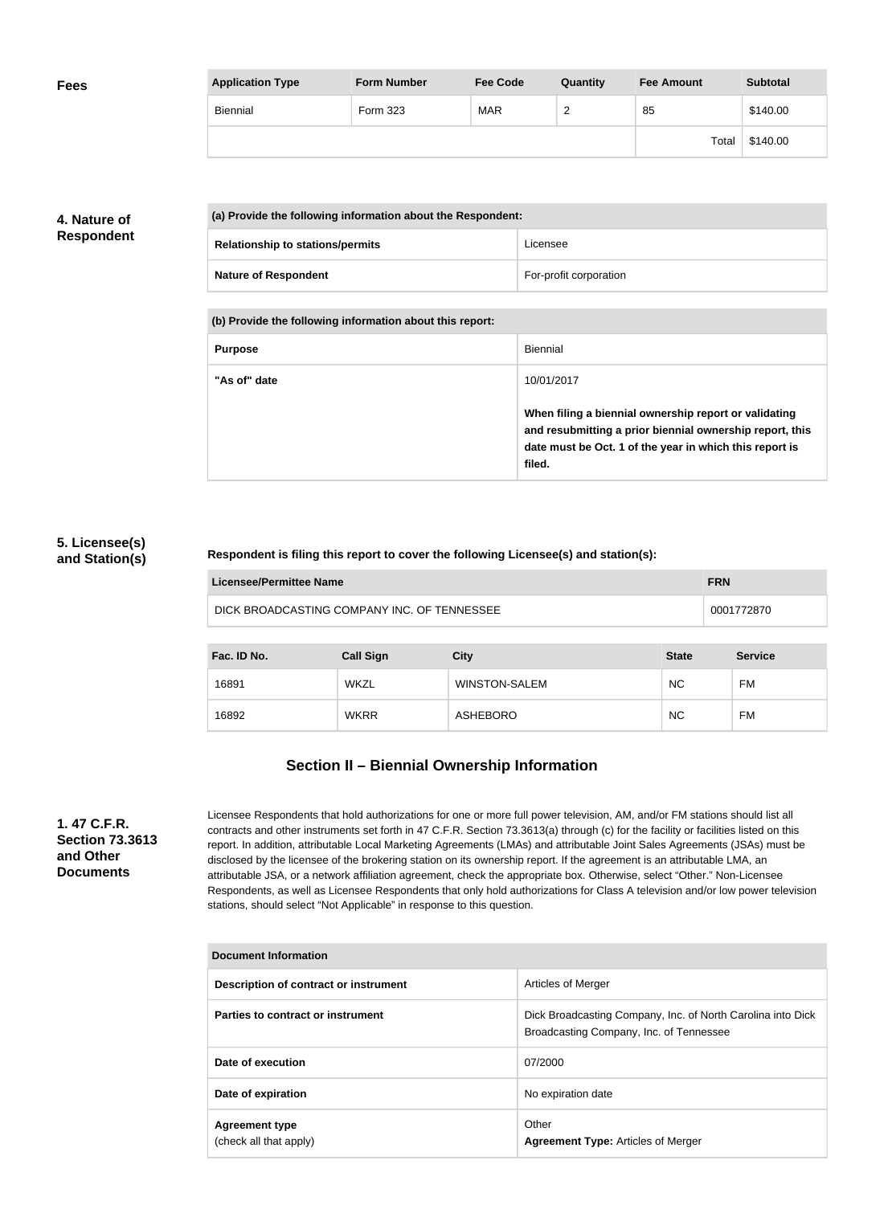**Fees**

| Application Type | Form Number | Fee Code | Quantity | Fee Amount | Subtotal |
|---|---|---|---|---|---|
| Biennial | Form 323 | MAR | 2 | 85 | $140.00 |
| | | | | Total | $140.00 |

## 4. Nature of Respondent

| (a) Provide the following information about the Respondent: | |
|---|---|
| Relationship to stations/permits | Licensee |
| Nature of Respondent | For-profit corporation |

| (b) Provide the following information about this report: | |
|---|---|
| Purpose | Biennial |
| "As of" date | 10/01/2017<br><br>**When filing a biennial ownership report or validating and resubmitting a prior biennial ownership report, this date must be Oct. 1 of the year in which this report is filed.** |

## 5. Licensee(s) and Station(s)

**Respondent is filing this report to cover the following Licensee(s) and station(s):**

| Licensee/Permittee Name | FRN |
|---|---|
| DICK BROADCASTING COMPANY INC. OF TENNESSEE | 0001772870 |

| Fac. ID No. | Call Sign | City | State | Service |
|---|---|---|---|---|
| 16891 | WKZL | WINSTON-SALEM | NC | FM |
| 16892 | WKRR | ASHEBORO | NC | FM |

# Section II – Biennial Ownership Information

## 1. 47 C.F.R. Section 73.3613 and Other Documents

Licensee Respondents that hold authorizations for one or more full power television, AM, and/or FM stations should list all contracts and other instruments set forth in 47 C.F.R. Section 73.3613(a) through (c) for the facility or facilities listed on this report. In addition, attributable Local Marketing Agreements (LMAs) and attributable Joint Sales Agreements (JSAs) must be disclosed by the licensee of the brokering station on its ownership report. If the agreement is an attributable LMA, an attributable JSA, or a network affiliation agreement, check the appropriate box. Otherwise, select "Other." Non-Licensee Respondents, as well as Licensee Respondents that only hold authorizations for Class A television and/or low power television stations, should select "Not Applicable" in response to this question.

| Document Information | |
|---|---|
| Description of contract or instrument | Articles of Merger |
| Parties to contract or instrument | Dick Broadcasting Company, Inc. of North Carolina into Dick Broadcasting Company, Inc. of Tennessee |
| Date of execution | 07/2000 |
| Date of expiration | No expiration date |
| Agreement type<br>(check all that apply) | Other<br>**Agreement Type:** Articles of Merger |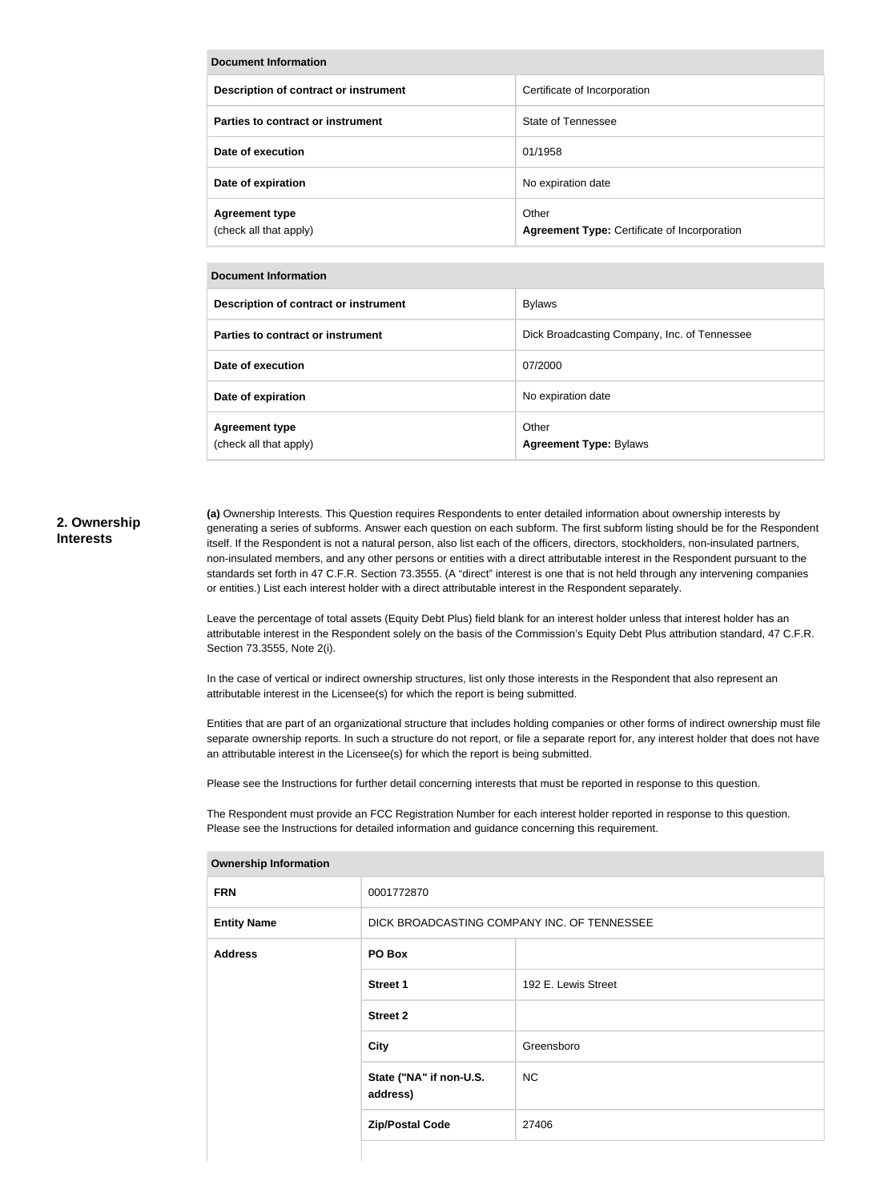| Document Information | |
|---|---|
| Description of contract or instrument | Certificate of Incorporation |
| Parties to contract or instrument | State of Tennessee |
| Date of execution | 01/1958 |
| Date of expiration | No expiration date |
| Agreement type (check all that apply) | Other **Agreement Type:** Certificate of Incorporation |

| Document Information | |
|---|---|
| Description of contract or instrument | Bylaws |
| Parties to contract or instrument | Dick Broadcasting Company, Inc. of Tennessee |
| Date of execution | 07/2000 |
| Date of expiration | No expiration date |
| Agreement type (check all that apply) | Other **Agreement Type:** Bylaws |

## 2. Ownership Interests

**(a)** Ownership Interests. This Question requires Respondents to enter detailed information about ownership interests by generating a series of subforms. Answer each question on each subform. The first subform listing should be for the Respondent itself. If the Respondent is not a natural person, also list each of the officers, directors, stockholders, non-insulated partners, non-insulated members, and any other persons or entities with a direct attributable interest in the Respondent pursuant to the standards set forth in 47 C.F.R. Section 73.3555. (A "direct" interest is one that is not held through any intervening companies or entities.) List each interest holder with a direct attributable interest in the Respondent separately.

Leave the percentage of total assets (Equity Debt Plus) field blank for an interest holder unless that interest holder has an attributable interest in the Respondent solely on the basis of the Commission's Equity Debt Plus attribution standard, 47 C.F.R. Section 73.3555, Note 2(i).

In the case of vertical or indirect ownership structures, list only those interests in the Respondent that also represent an attributable interest in the Licensee(s) for which the report is being submitted.

Entities that are part of an organizational structure that includes holding companies or other forms of indirect ownership must file separate ownership reports. In such a structure do not report, or file a separate report for, any interest holder that does not have an attributable interest in the Licensee(s) for which the report is being submitted.

Please see the Instructions for further detail concerning interests that must be reported in response to this question.

The Respondent must provide an FCC Registration Number for each interest holder reported in response to this question. Please see the Instructions for detailed information and guidance concerning this requirement.

| Ownership Information | | |
|---|---|---|
| FRN | 0001772870 | |
| Entity Name | DICK BROADCASTING COMPANY INC. OF TENNESSEE | |
| Address | PO Box | |
| | Street 1 | 192 E. Lewis Street |
| | Street 2 | |
| | City | Greensboro |
| | State ("NA" if non-U.S. address) | NC |
| | Zip/Postal Code | 27406 |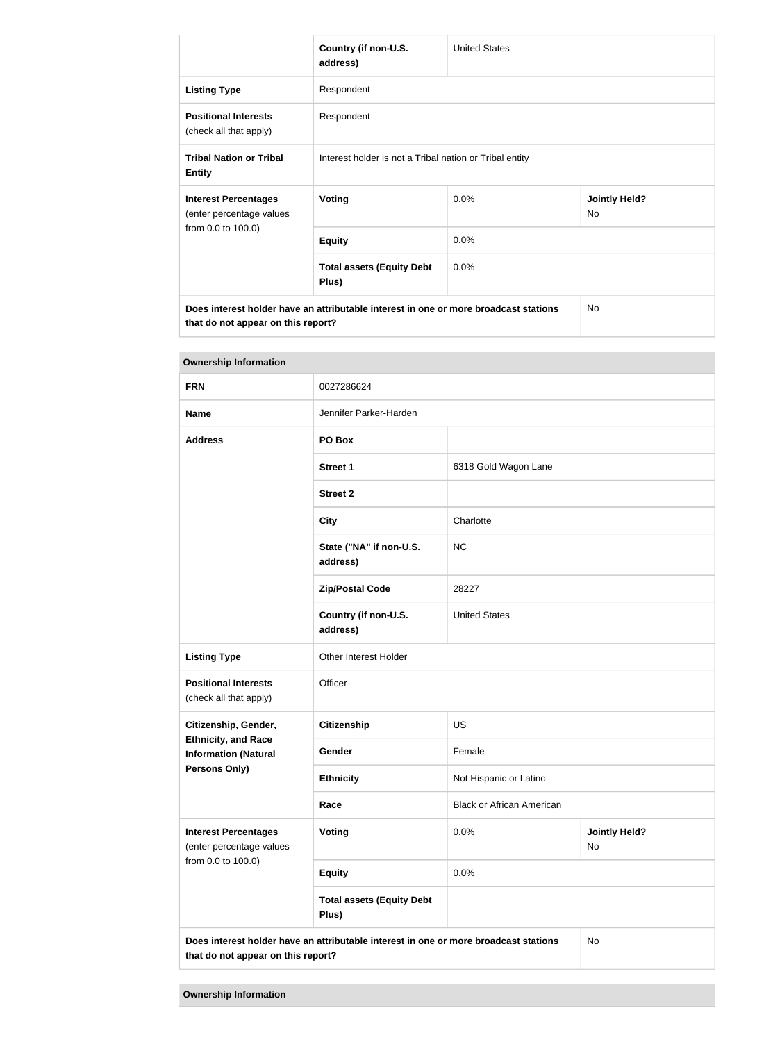| | Country (if non-U.S. address) | United States | |
|---|---|---|---|
| **Listing Type** | Respondent | | |
| **Positional Interests** (check all that apply) | Respondent | | |
| **Tribal Nation or Tribal Entity** | Interest holder is not a Tribal nation or Tribal entity | | |
| **Interest Percentages** (enter percentage values from 0.0 to 100.0) | **Voting** | 0.0% | **Jointly Held?** No |
| | **Equity** | 0.0% | |
| | **Total assets (Equity Debt Plus)** | 0.0% | |
| **Does interest holder have an attributable interest in one or more broadcast stations that do not appear on this report?** | | | No |

**Ownership Information**

| | | | |
|---|---|---|---|
| **FRN** | 0027286624 | | |
| **Name** | Jennifer Parker-Harden | | |
| **Address** | **PO Box** | | |
| | **Street 1** | 6318 Gold Wagon Lane | |
| | **Street 2** | | |
| | **City** | Charlotte | |
| | **State ("NA" if non-U.S. address)** | NC | |
| | **Zip/Postal Code** | 28227 | |
| | **Country (if non-U.S. address)** | United States | |
| **Listing Type** | Other Interest Holder | | |
| **Positional Interests** (check all that apply) | Officer | | |
| **Citizenship, Gender, Ethnicity, and Race Information (Natural Persons Only)** | **Citizenship** | US | |
| | **Gender** | Female | |
| | **Ethnicity** | Not Hispanic or Latino | |
| | **Race** | Black or African American | |
| **Interest Percentages** (enter percentage values from 0.0 to 100.0) | **Voting** | 0.0% | **Jointly Held?** No |
| | **Equity** | 0.0% | |
| | **Total assets (Equity Debt Plus)** | | |
| **Does interest holder have an attributable interest in one or more broadcast stations that do not appear on this report?** | | | No |

**Ownership Information**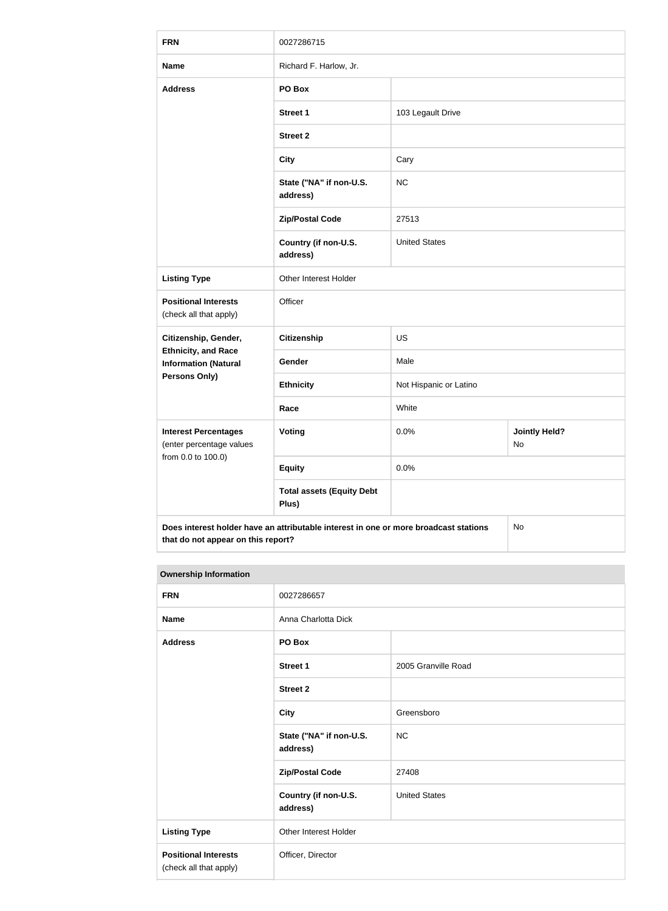| FRN | 0027286715 | | |
|---|---|---|---|
| **Name** | Richard F. Harlow, Jr. | | |
| **Address** | **PO Box** | | |
| | **Street 1** | 103 Legault Drive | |
| | **Street 2** | | |
| | **City** | Cary | |
| | **State ("NA" if non-U.S. address)** | NC | |
| | **Zip/Postal Code** | 27513 | |
| | **Country (if non-U.S. address)** | United States | |
| **Listing Type** | Other Interest Holder | | |
| **Positional Interests** (check all that apply) | Officer | | |
| **Citizenship, Gender, Ethnicity, and Race Information (Natural Persons Only)** | **Citizenship** | US | |
| | **Gender** | Male | |
| | **Ethnicity** | Not Hispanic or Latino | |
| | **Race** | White | |
| **Interest Percentages** (enter percentage values from 0.0 to 100.0) | **Voting** | 0.0% | **Jointly Held?** No |
| | **Equity** | 0.0% | |
| | **Total assets (Equity Debt Plus)** | | |
| **Does interest holder have an attributable interest in one or more broadcast stations that do not appear on this report?** | | | No |

**Ownership Information**

| FRN | 0027286657 | |
|---|---|---|
| **Name** | Anna Charlotta Dick | |
| **Address** | **PO Box** | |
| | **Street 1** | 2005 Granville Road |
| | **Street 2** | |
| | **City** | Greensboro |
| | **State ("NA" if non-U.S. address)** | NC |
| | **Zip/Postal Code** | 27408 |
| | **Country (if non-U.S. address)** | United States |
| **Listing Type** | Other Interest Holder | |
| **Positional Interests** (check all that apply) | Officer, Director | |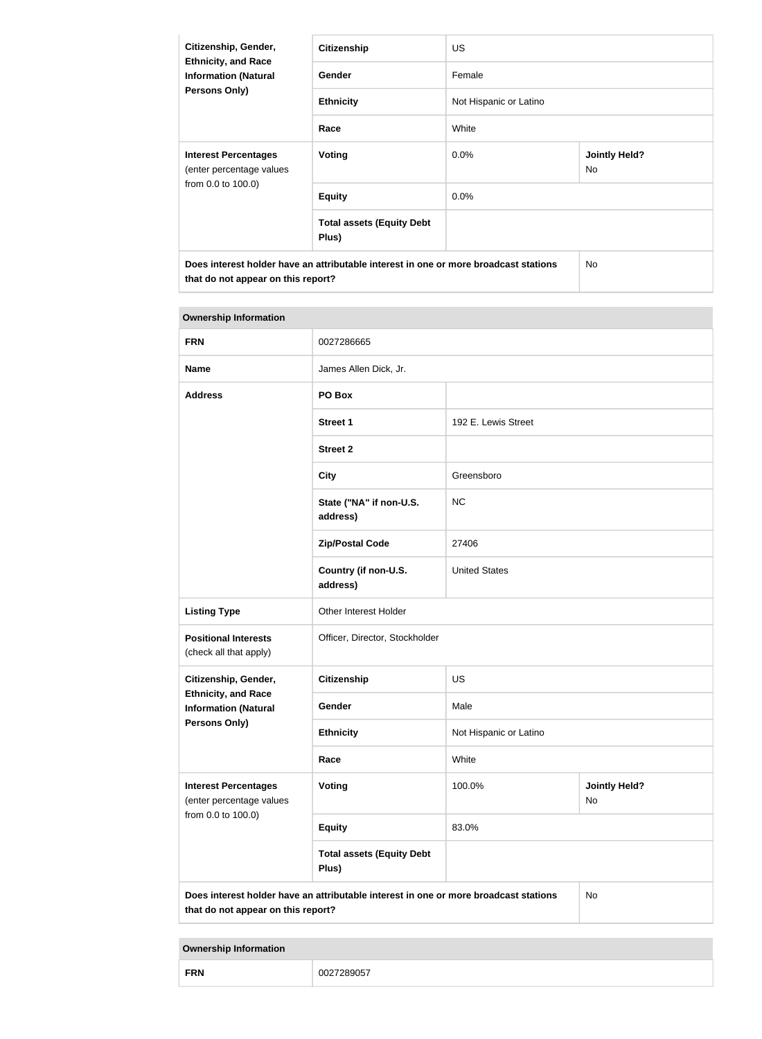| Citizenship, Gender, Ethnicity, and Race Information (Natural Persons Only) | Citizenship | US | |
|---|---|---|---|
| | Gender | Female | |
| | Ethnicity | Not Hispanic or Latino | |
| | Race | White | |
| Interest Percentages (enter percentage values from 0.0 to 100.0) | Voting | 0.0% | Jointly Held? No |
| | Equity | 0.0% | |
| | Total assets (Equity Debt Plus) | | |
| Does interest holder have an attributable interest in one or more broadcast stations that do not appear on this report? | | | No |

| Ownership Information | | | |
|---|---|---|---|
| FRN | 0027286665 | | |
| Name | James Allen Dick, Jr. | | |
| Address | PO Box | | |
| | Street 1 | 192 E. Lewis Street | |
| | Street 2 | | |
| | City | Greensboro | |
| | State ("NA" if non-U.S. address) | NC | |
| | Zip/Postal Code | 27406 | |
| | Country (if non-U.S. address) | United States | |
| Listing Type | Other Interest Holder | | |
| Positional Interests (check all that apply) | Officer, Director, Stockholder | | |
| Citizenship, Gender, Ethnicity, and Race Information (Natural Persons Only) | Citizenship | US | |
| | Gender | Male | |
| | Ethnicity | Not Hispanic or Latino | |
| | Race | White | |
| Interest Percentages (enter percentage values from 0.0 to 100.0) | Voting | 100.0% | Jointly Held? No |
| | Equity | 83.0% | |
| | Total assets (Equity Debt Plus) | | |
| Does interest holder have an attributable interest in one or more broadcast stations that do not appear on this report? | | | No |

| Ownership Information | |
|---|---|
| FRN | 0027289057 |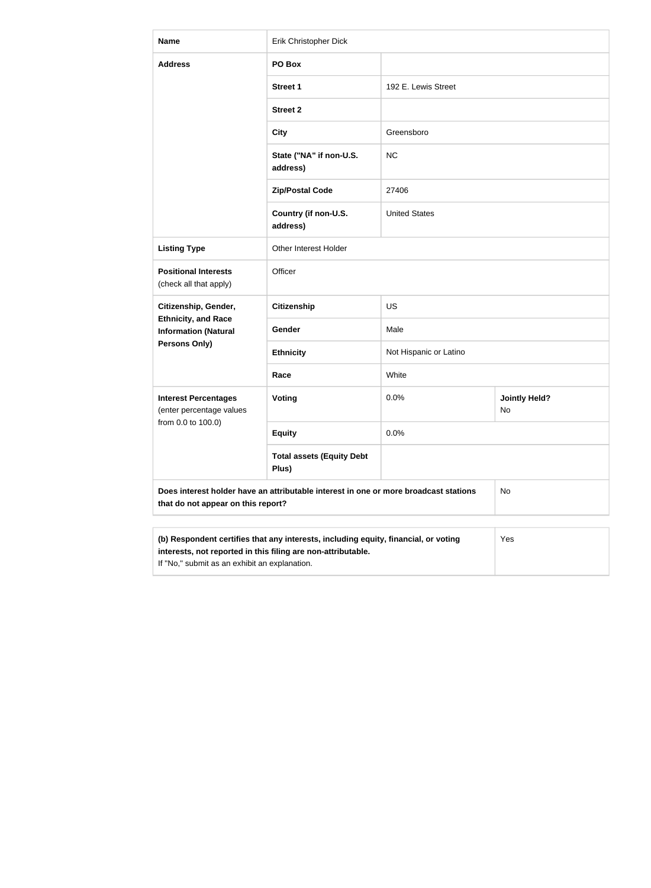| Name | Erik Christopher Dick | | |
|---|---|---|---|
| Address | PO Box | | |
| | Street 1 | 192 E. Lewis Street | |
| | Street 2 | | |
| | City | Greensboro | |
| | State ("NA" if non-U.S. address) | NC | |
| | Zip/Postal Code | 27406 | |
| | Country (if non-U.S. address) | United States | |
| Listing Type | Other Interest Holder | | |
| Positional Interests (check all that apply) | Officer | | |
| Citizenship, Gender, Ethnicity, and Race Information (Natural Persons Only) | Citizenship | US | |
| | Gender | Male | |
| | Ethnicity | Not Hispanic or Latino | |
| | Race | White | |
| Interest Percentages (enter percentage values from 0.0 to 100.0) | Voting | 0.0% | Jointly Held? No |
| | Equity | 0.0% | |
| | Total assets (Equity Debt Plus) | | |
| Does interest holder have an attributable interest in one or more broadcast stations that do not appear on this report? | | | No |

| (b) Respondent certifies that any interests, including equity, financial, or voting interests, not reported in this filing are non-attributable. If "No," submit as an exhibit an explanation. | Yes |
|---|---|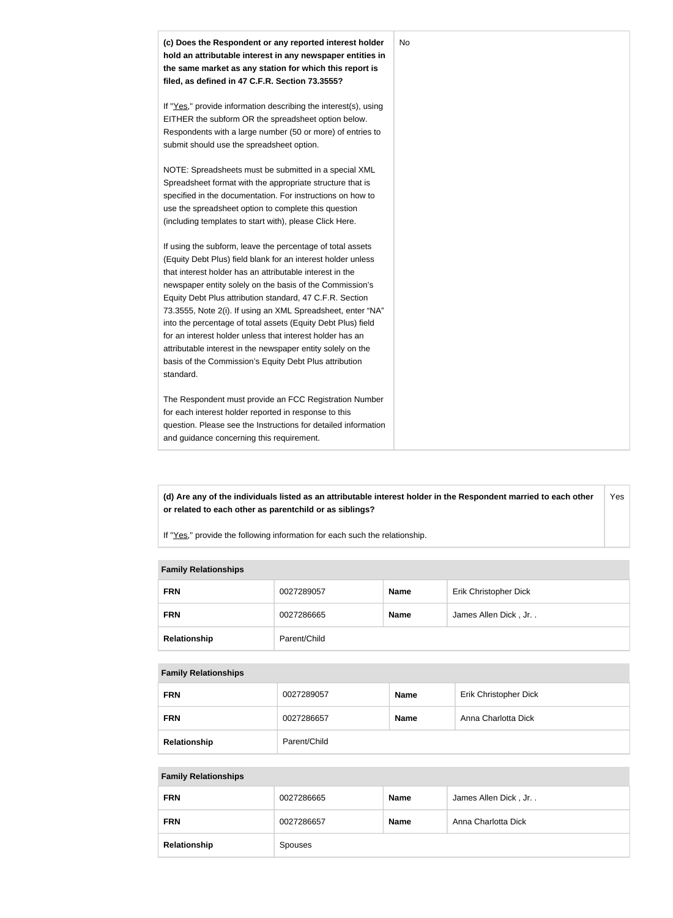| **(c) Does the Respondent or any reported interest holder hold an attributable interest in any newspaper entities in the same market as any station for which this report is filed, as defined in 47 C.F.R. Section 73.3555?**<br><br>If "Yes," provide information describing the interest(s), using EITHER the subform OR the spreadsheet option below. Respondents with a large number (50 or more) of entries to submit should use the spreadsheet option.<br><br>NOTE: Spreadsheets must be submitted in a special XML Spreadsheet format with the appropriate structure that is specified in the documentation. For instructions on how to use the spreadsheet option to complete this question (including templates to start with), please Click Here.<br><br>If using the subform, leave the percentage of total assets (Equity Debt Plus) field blank for an interest holder unless that interest holder has an attributable interest in the newspaper entity solely on the basis of the Commission's Equity Debt Plus attribution standard, 47 C.F.R. Section 73.3555, Note 2(i). If using an XML Spreadsheet, enter "NA" into the percentage of total assets (Equity Debt Plus) field for an interest holder unless that interest holder has an attributable interest in the newspaper entity solely on the basis of the Commission's Equity Debt Plus attribution standard.<br><br>The Respondent must provide an FCC Registration Number for each interest holder reported in response to this question. Please see the Instructions for detailed information and guidance concerning this requirement. | No |
|---|---|

| **(d) Are any of the individuals listed as an attributable interest holder in the Respondent married to each other or related to each other as parentchild or as siblings?**<br><br>If "Yes," provide the following information for each such the relationship. | Yes |
|---|---|

**Family Relationships**

| **FRN** | 0027289057 | **Name** | Erik Christopher Dick |
|---|---|---|---|
| **FRN** | 0027286665 | **Name** | James Allen Dick , Jr. . |
| **Relationship** | Parent/Child | | |

**Family Relationships**

| **FRN** | 0027289057 | **Name** | Erik Christopher Dick |
|---|---|---|---|
| **FRN** | 0027286657 | **Name** | Anna Charlotta Dick |
| **Relationship** | Parent/Child | | |

**Family Relationships**

| **FRN** | 0027286665 | **Name** | James Allen Dick , Jr. . |
|---|---|---|---|
| **FRN** | 0027286657 | **Name** | Anna Charlotta Dick |
| **Relationship** | Spouses | | |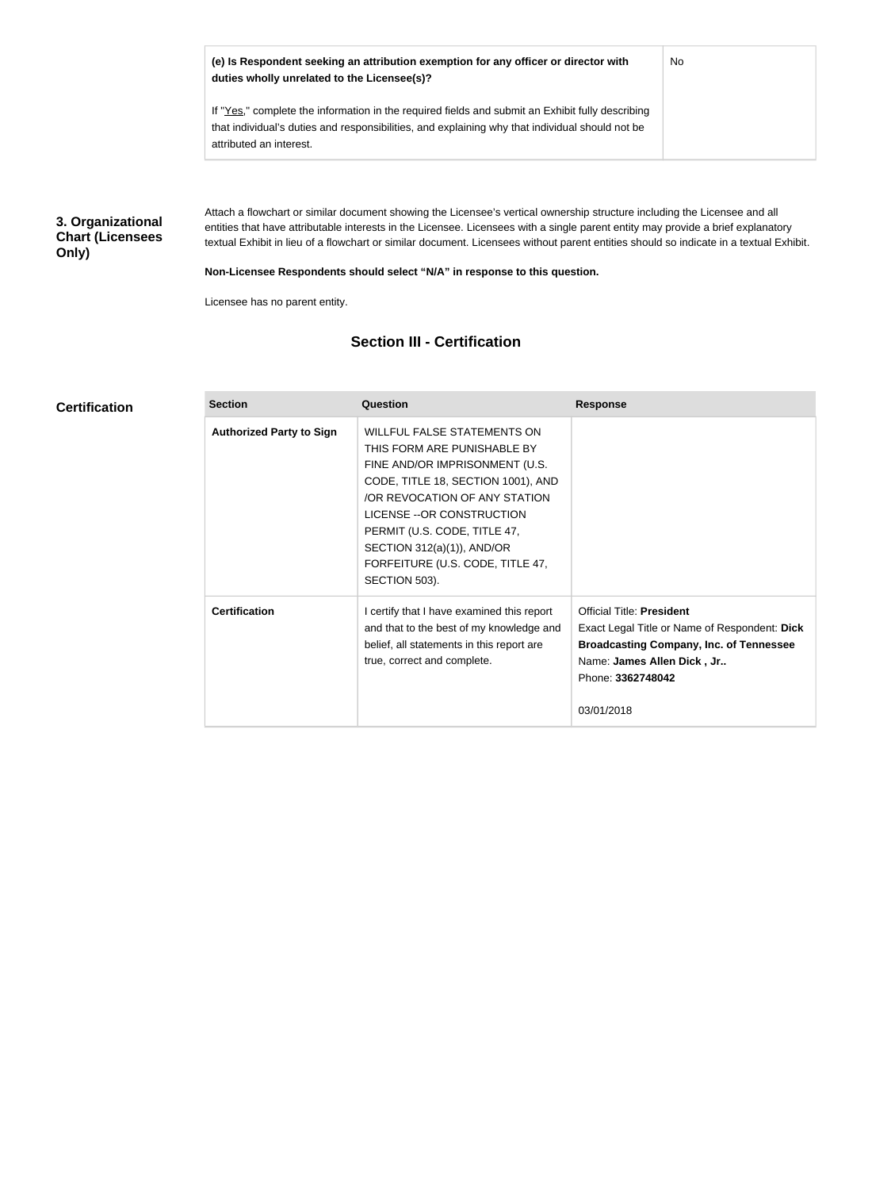| | |
|---|---|
| **(e) Is Respondent seeking an attribution exemption for any officer or director with duties wholly unrelated to the Licensee(s)?**<br><br>If "Yes," complete the information in the required fields and submit an Exhibit fully describing that individual's duties and responsibilities, and explaining why that individual should not be attributed an interest. | No |

### 3. Organizational Chart (Licensees Only)

Attach a flowchart or similar document showing the Licensee's vertical ownership structure including the Licensee and all entities that have attributable interests in the Licensee. Licensees with a single parent entity may provide a brief explanatory textual Exhibit in lieu of a flowchart or similar document. Licensees without parent entities should so indicate in a textual Exhibit.

**Non-Licensee Respondents should select "N/A" in response to this question.**

Licensee has no parent entity.

## Section III - Certification

### Certification

| Section | Question | Response |
|---|---|---|
| **Authorized Party to Sign** | WILLFUL FALSE STATEMENTS ON THIS FORM ARE PUNISHABLE BY FINE AND/OR IMPRISONMENT (U.S. CODE, TITLE 18, SECTION 1001), AND /OR REVOCATION OF ANY STATION LICENSE --OR CONSTRUCTION PERMIT (U.S. CODE, TITLE 47, SECTION 312(a)(1)), AND/OR FORFEITURE (U.S. CODE, TITLE 47, SECTION 503). | |
| **Certification** | I certify that I have examined this report and that to the best of my knowledge and belief, all statements in this report are true, correct and complete. | Official Title: **President**<br>Exact Legal Title or Name of Respondent: **Dick Broadcasting Company, Inc. of Tennessee**<br>Name: **James Allen Dick , Jr..**<br>Phone: **3362748042**<br><br>03/01/2018 |